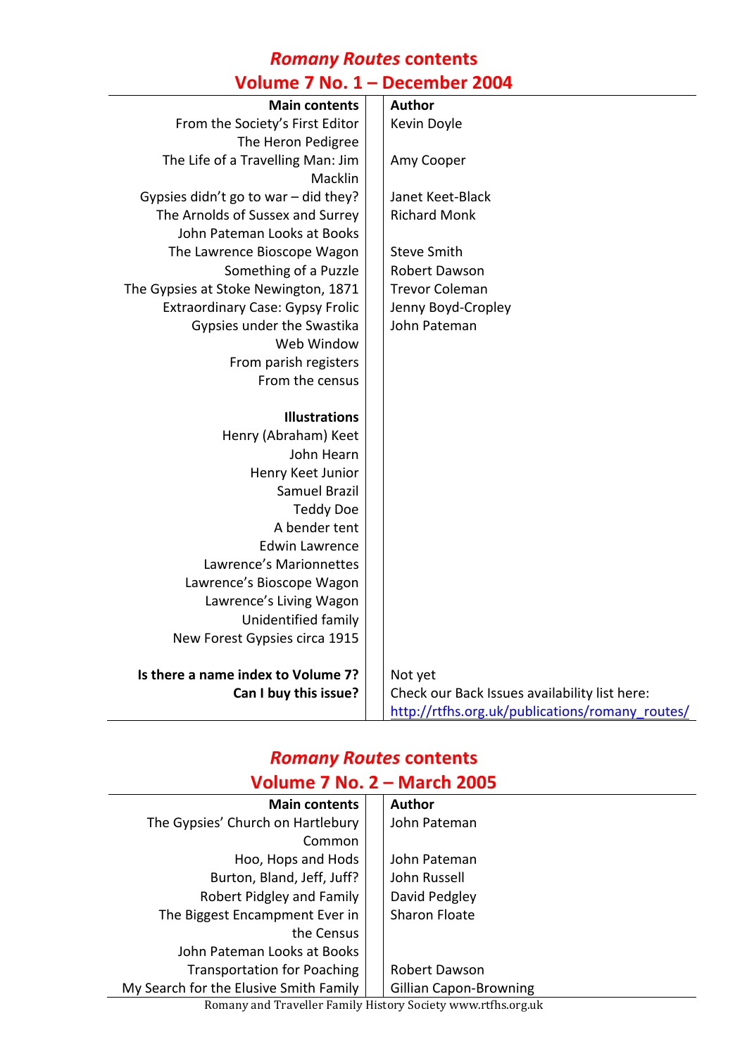# *Romany Routes* contents
## Volume 7 No. 1 – December 2004

| Main contents | Author |
|---|---|
| From the Society's First Editor | Kevin Doyle |
| The Heron Pedigree | |
| The Life of a Travelling Man: Jim Macklin | Amy Cooper |
| Gypsies didn't go to war – did they? | Janet Keet-Black |
| The Arnolds of Sussex and Surrey | Richard Monk |
| John Pateman Looks at Books | |
| The Lawrence Bioscope Wagon | Steve Smith |
| Something of a Puzzle | Robert Dawson |
| The Gypsies at Stoke Newington, 1871 | Trevor Coleman |
| Extraordinary Case: Gypsy Frolic | Jenny Boyd-Cropley |
| Gypsies under the Swastika | John Pateman |
| Web Window | |
| From parish registers | |
| From the census | |
| | |
| **Illustrations** | |
| Henry (Abraham) Keet | |
| John Hearn | |
| Henry Keet Junior | |
| Samuel Brazil | |
| Teddy Doe | |
| A bender tent | |
| Edwin Lawrence | |
| Lawrence's Marionnettes | |
| Lawrence's Bioscope Wagon | |
| Lawrence's Living Wagon | |
| Unidentified family | |
| New Forest Gypsies circa 1915 | |
| | |
| **Is there a name index to Volume 7?** | Not yet |
| **Can I buy this issue?** | Check our Back Issues availability list here: http://rtfhs.org.uk/publications/romany_routes/ |

# *Romany Routes* contents
## Volume 7 No. 2 – March 2005

| Main contents | Author |
|---|---|
| The Gypsies' Church on Hartlebury Common | John Pateman |
| Hoo, Hops and Hods | John Pateman |
| Burton, Bland, Jeff, Juff? | John Russell |
| Robert Pidgley and Family | David Pedgley |
| The Biggest Encampment Ever in the Census | Sharon Floate |
| John Pateman Looks at Books | |
| Transportation for Poaching | Robert Dawson |
| My Search for the Elusive Smith Family | Gillian Capon-Browning |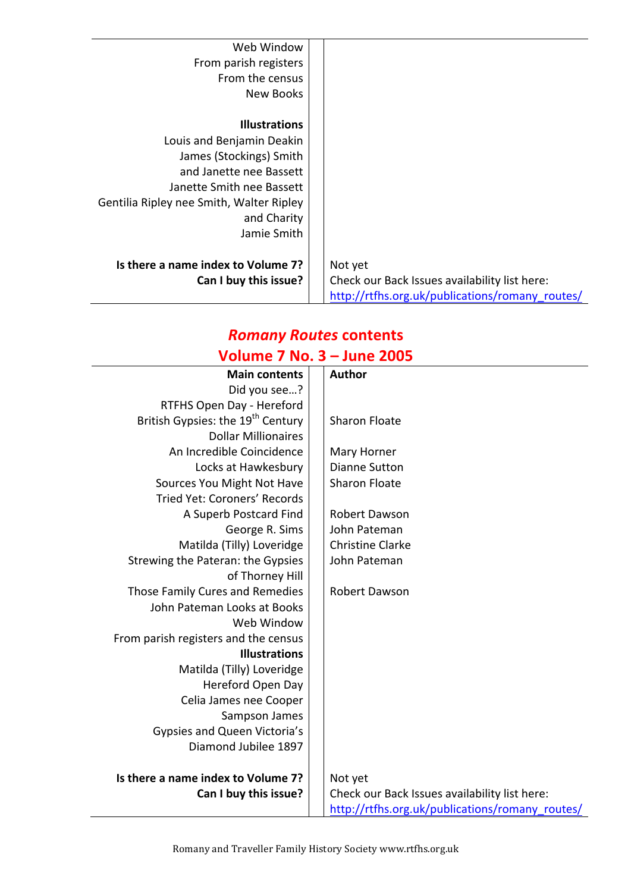| | |
|---|---|
| Web Window | |
| From parish registers | |
| From the census | |
| New Books | |
| | |
| **Illustrations** | |
| Louis and Benjamin Deakin | |
| James (Stockings) Smith and Janette nee Bassett | |
| Janette Smith nee Bassett | |
| Gentilia Ripley nee Smith, Walter Ripley and Charity | |
| Jamie Smith | |
| | |
| **Is there a name index to Volume 7?** | Not yet |
| **Can I buy this issue?** | Check our Back Issues availability list here: http://rtfhs.org.uk/publications/romany_routes/ |

## *Romany Routes* contents
## Volume 7 No. 3 – June 2005

| **Main contents** | **Author** |
|---|---|
| Did you see…? | |
| RTFHS Open Day - Hereford | |
| British Gypsies: the 19th Century | Sharon Floate |
| Dollar Millionaires | |
| An Incredible Coincidence | Mary Horner |
| Locks at Hawkesbury | Dianne Sutton |
| Sources You Might Not Have Tried Yet: Coroners' Records | Sharon Floate |
| A Superb Postcard Find | Robert Dawson |
| George R. Sims | John Pateman |
| Matilda (Tilly) Loveridge | Christine Clarke |
| Strewing the Pateran: the Gypsies of Thorney Hill | John Pateman |
| Those Family Cures and Remedies | Robert Dawson |
| John Pateman Looks at Books | |
| Web Window | |
| From parish registers and the census | |
| **Illustrations** | |
| Matilda (Tilly) Loveridge | |
| Hereford Open Day | |
| Celia James nee Cooper | |
| Sampson James | |
| Gypsies and Queen Victoria's Diamond Jubilee 1897 | |
| | |
| **Is there a name index to Volume 7?** | Not yet |
| **Can I buy this issue?** | Check our Back Issues availability list here: http://rtfhs.org.uk/publications/romany_routes/ |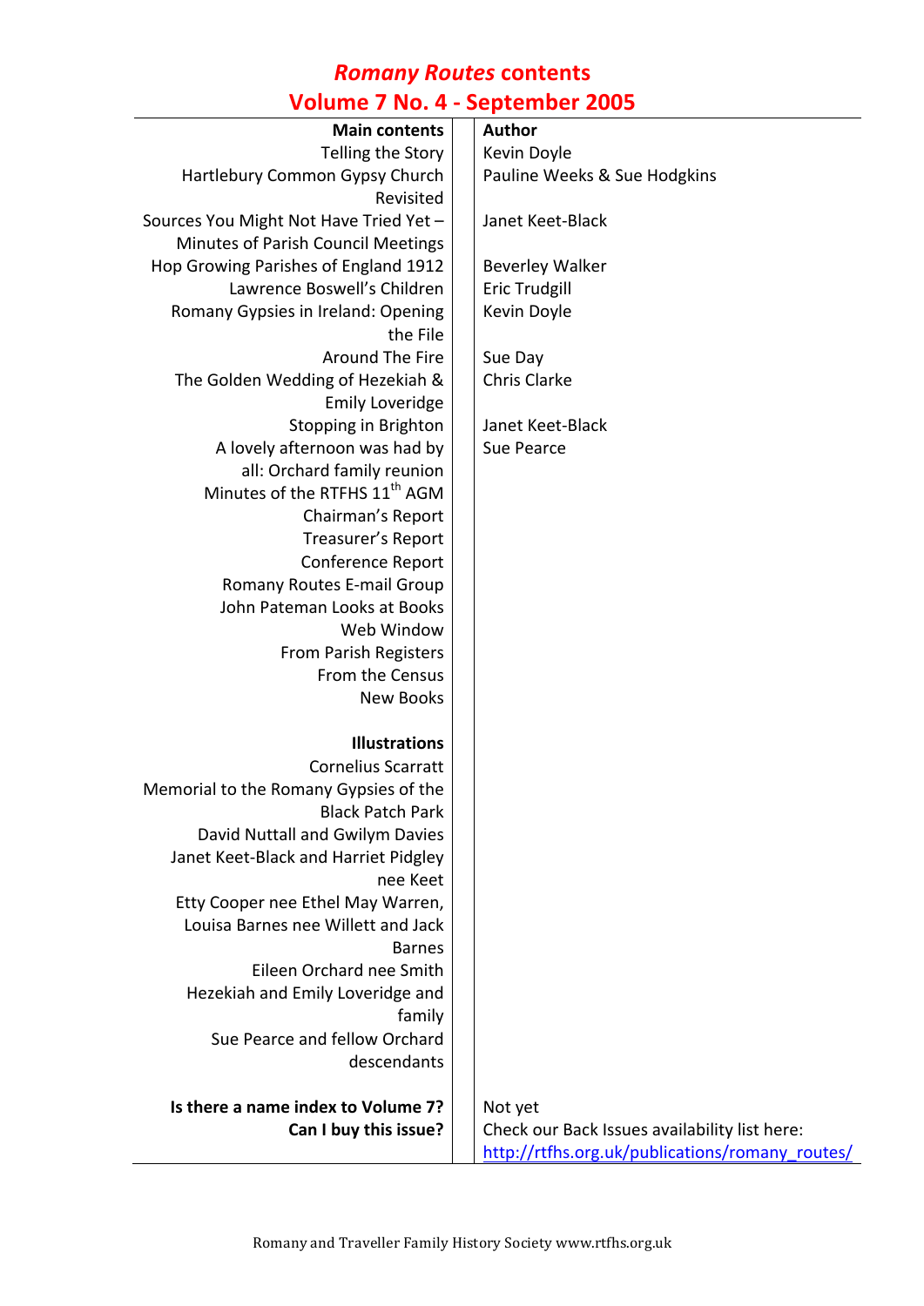# *Romany Routes* contents
# Volume 7 No. 4 - September 2005

| Main contents | Author |
|---|---|
| Telling the Story | Kevin Doyle |
| Hartlebury Common Gypsy Church Revisited | Pauline Weeks & Sue Hodgkins |
| Sources You Might Not Have Tried Yet – Minutes of Parish Council Meetings | Janet Keet-Black |
| Hop Growing Parishes of England 1912 | Beverley Walker |
| Lawrence Boswell's Children | Eric Trudgill |
| Romany Gypsies in Ireland: Opening the File | Kevin Doyle |
| Around The Fire | Sue Day |
| The Golden Wedding of Hezekiah & Emily Loveridge | Chris Clarke |
| Stopping in Brighton | Janet Keet-Black |
| A lovely afternoon was had by all: Orchard family reunion | Sue Pearce |
| Minutes of the RTFHS 11th AGM | |
| Chairman's Report | |
| Treasurer's Report | |
| Conference Report | |
| Romany Routes E-mail Group | |
| John Pateman Looks at Books | |
| Web Window | |
| From Parish Registers | |
| From the Census | |
| New Books | |
| | |
| **Illustrations** | |
| Cornelius Scarratt | |
| Memorial to the Romany Gypsies of the Black Patch Park | |
| David Nuttall and Gwilym Davies | |
| Janet Keet-Black and Harriet Pidgley nee Keet | |
| Etty Cooper nee Ethel May Warren, Louisa Barnes nee Willett and Jack Barnes | |
| Eileen Orchard nee Smith | |
| Hezekiah and Emily Loveridge and family | |
| Sue Pearce and fellow Orchard descendants | |
| | |
| **Is there a name index to Volume 7?** | Not yet |
| **Can I buy this issue?** | Check our Back Issues availability list here: http://rtfhs.org.uk/publications/romany_routes/ |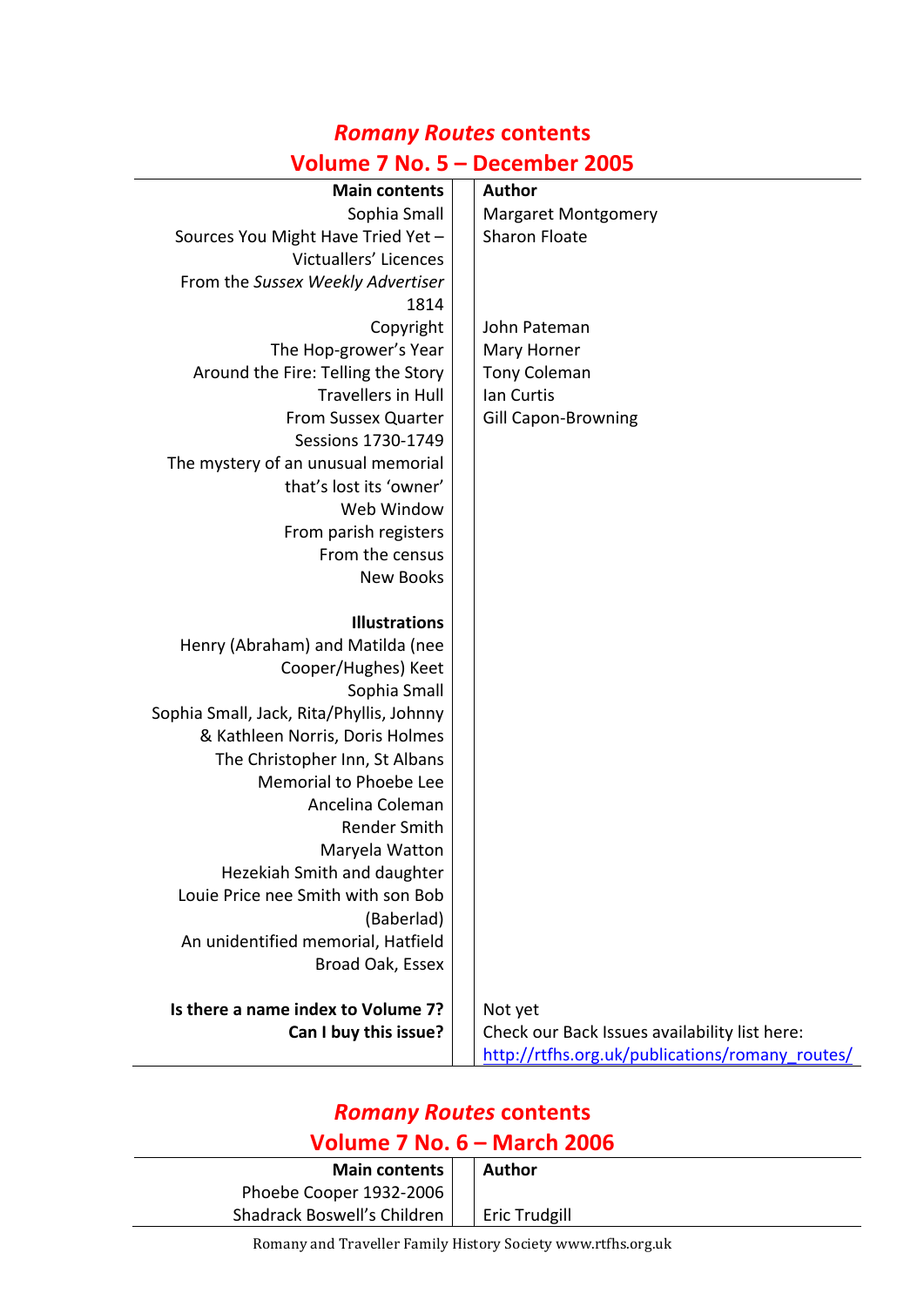## *Romany Routes* contents
## Volume 7 No. 5 – December 2005

| Main contents | Author |
|---|---|
| Sophia Small | Margaret Montgomery |
| Sources You Might Have Tried Yet – Victuallers' Licences | Sharon Floate |
| From the *Sussex Weekly Advertiser* 1814 | |
| Copyright | John Pateman |
| The Hop-grower's Year | Mary Horner |
| Around the Fire: Telling the Story | Tony Coleman |
| Travellers in Hull | Ian Curtis |
| From Sussex Quarter Sessions 1730-1749 | Gill Capon-Browning |
| The mystery of an unusual memorial that's lost its 'owner' | |
| Web Window | |
| From parish registers | |
| From the census | |
| New Books | |
| **Illustrations** | |
| Henry (Abraham) and Matilda (nee Cooper/Hughes) Keet | |
| Sophia Small | |
| Sophia Small, Jack, Rita/Phyllis, Johnny & Kathleen Norris, Doris Holmes | |
| The Christopher Inn, St Albans | |
| Memorial to Phoebe Lee | |
| Ancelina Coleman | |
| Render Smith | |
| Maryela Watton | |
| Hezekiah Smith and daughter | |
| Louie Price nee Smith with son Bob (Baberlad) | |
| An unidentified memorial, Hatfield Broad Oak, Essex | |
| **Is there a name index to Volume 7?** | Not yet |
| **Can I buy this issue?** | Check our Back Issues availability list here: http://rtfhs.org.uk/publications/romany_routes/ |

## *Romany Routes* contents
## Volume 7 No. 6 – March 2006

| Main contents | Author |
|---|---|
| Phoebe Cooper 1932-2006 | |
| Shadrack Boswell's Children | Eric Trudgill |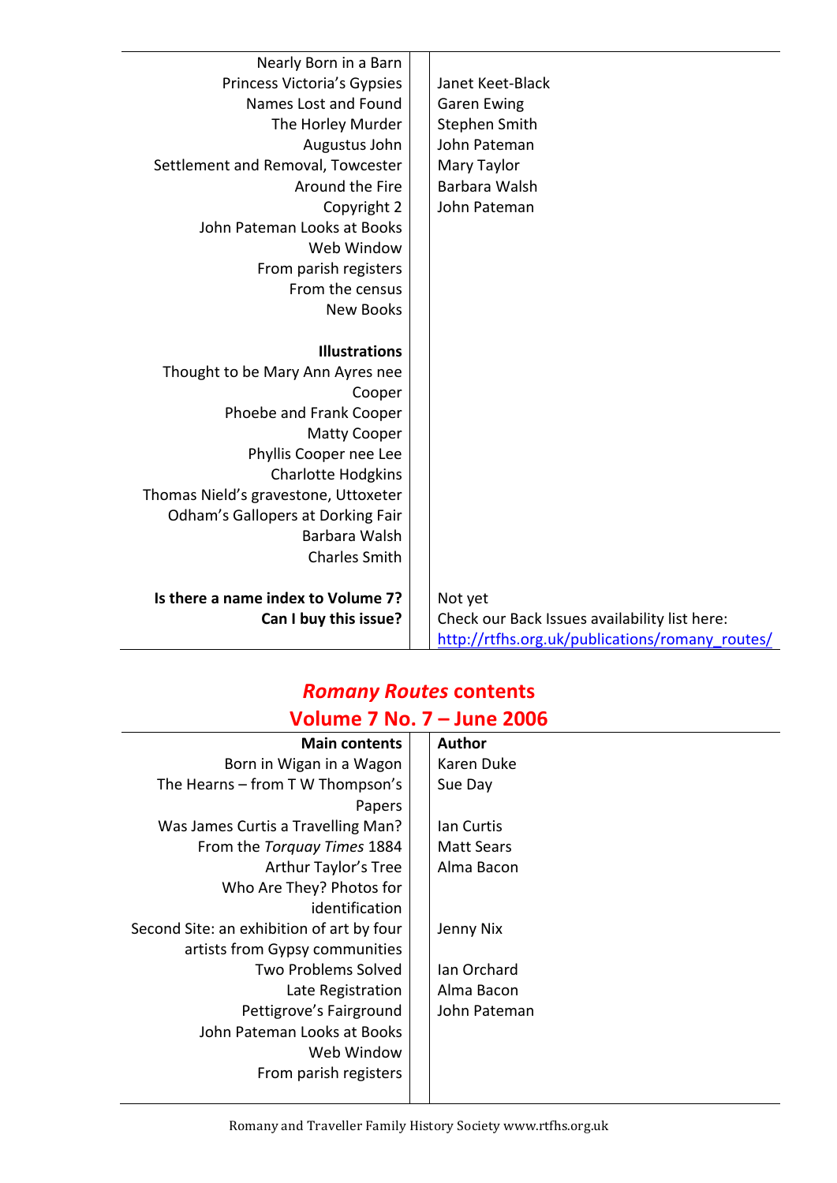| | |
|---|---|
| Nearly Born in a Barn | |
| Princess Victoria's Gypsies | Janet Keet-Black |
| Names Lost and Found | Garen Ewing |
| The Horley Murder | Stephen Smith |
| Augustus John | John Pateman |
| Settlement and Removal, Towcester | Mary Taylor |
| Around the Fire | Barbara Walsh |
| Copyright 2 | John Pateman |
| John Pateman Looks at Books | |
| Web Window | |
| From parish registers | |
| From the census | |
| New Books | |
| | |
| **Illustrations** | |
| Thought to be Mary Ann Ayres nee Cooper | |
| Phoebe and Frank Cooper | |
| Matty Cooper | |
| Phyllis Cooper nee Lee | |
| Charlotte Hodgkins | |
| Thomas Nield's gravestone, Uttoxeter | |
| Odham's Gallopers at Dorking Fair | |
| Barbara Walsh | |
| Charles Smith | |
| | |
| **Is there a name index to Volume 7?** | Not yet |
| **Can I buy this issue?** | Check our Back Issues availability list here: http://rtfhs.org.uk/publications/romany_routes/ |

## *Romany Routes* contents
## Volume 7 No. 7 – June 2006

| Main contents | Author |
|---|---|
| Born in Wigan in a Wagon | Karen Duke |
| The Hearns – from T W Thompson's Papers | Sue Day |
| Was James Curtis a Travelling Man? | Ian Curtis |
| From the *Torquay Times* 1884 | Matt Sears |
| Arthur Taylor's Tree | Alma Bacon |
| Who Are They? Photos for identification | |
| Second Site: an exhibition of art by four artists from Gypsy communities | Jenny Nix |
| Two Problems Solved | Ian Orchard |
| Late Registration | Alma Bacon |
| Pettigrove's Fairground | John Pateman |
| John Pateman Looks at Books | |
| Web Window | |
| From parish registers | |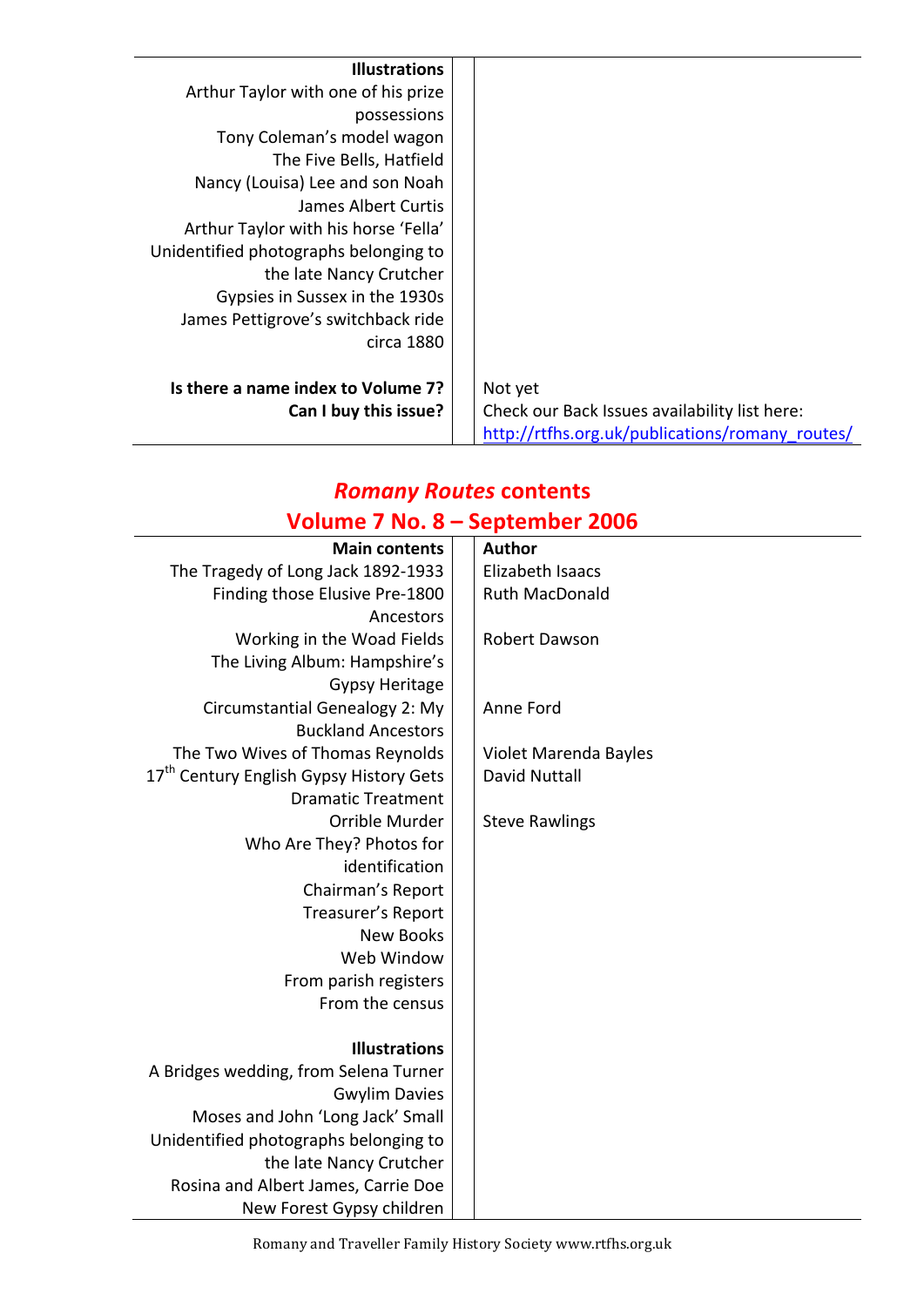| Illustrations | |
|---|---|
| Arthur Taylor with one of his prize possessions | |
| Tony Coleman's model wagon | |
| The Five Bells, Hatfield | |
| Nancy (Louisa) Lee and son Noah | |
| James Albert Curtis | |
| Arthur Taylor with his horse 'Fella' | |
| Unidentified photographs belonging to the late Nancy Crutcher | |
| Gypsies in Sussex in the 1930s | |
| James Pettigrove's switchback ride circa 1880 | |
| | |
| **Is there a name index to Volume 7?** | Not yet |
| **Can I buy this issue?** | Check our Back Issues availability list here: http://rtfhs.org.uk/publications/romany_routes/ |

## *Romany Routes* contents
## Volume 7 No. 8 – September 2006

| Main contents | Author |
|---|---|
| The Tragedy of Long Jack 1892-1933 | Elizabeth Isaacs |
| Finding those Elusive Pre-1800 Ancestors | Ruth MacDonald |
| Working in the Woad Fields | Robert Dawson |
| The Living Album: Hampshire's Gypsy Heritage | |
| Circumstantial Genealogy 2: My Buckland Ancestors | Anne Ford |
| The Two Wives of Thomas Reynolds | Violet Marenda Bayles |
| 17th Century English Gypsy History Gets Dramatic Treatment | David Nuttall |
| Orrible Murder | Steve Rawlings |
| Who Are They? Photos for identification | |
| Chairman's Report | |
| Treasurer's Report | |
| New Books | |
| Web Window | |
| From parish registers | |
| From the census | |
| | |
| **Illustrations** | |
| A Bridges wedding, from Selena Turner | |
| Gwylim Davies | |
| Moses and John 'Long Jack' Small | |
| Unidentified photographs belonging to the late Nancy Crutcher | |
| Rosina and Albert James, Carrie Doe | |
| New Forest Gypsy children | |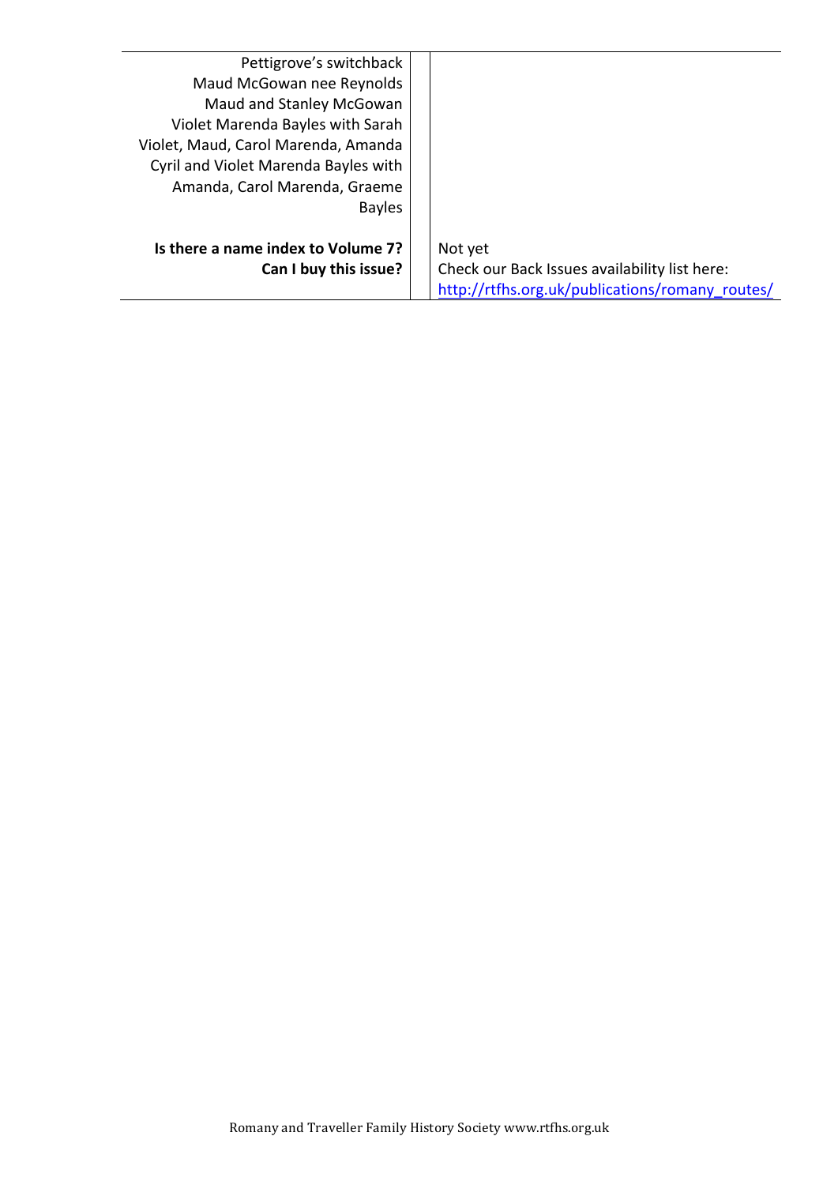| | |
|---|---|
| Pettigrove's switchback<br>Maud McGowan nee Reynolds<br>Maud and Stanley McGowan<br>Violet Marenda Bayles with Sarah<br>Violet, Maud, Carol Marenda, Amanda<br>Cyril and Violet Marenda Bayles with Amanda, Carol Marenda, Graeme Bayles | |
| **Is there a name index to Volume 7?** | Not yet |
| **Can I buy this issue?** | Check our Back Issues availability list here: http://rtfhs.org.uk/publications/romany_routes/ |

Romany and Traveller Family History Society www.rtfhs.org.uk